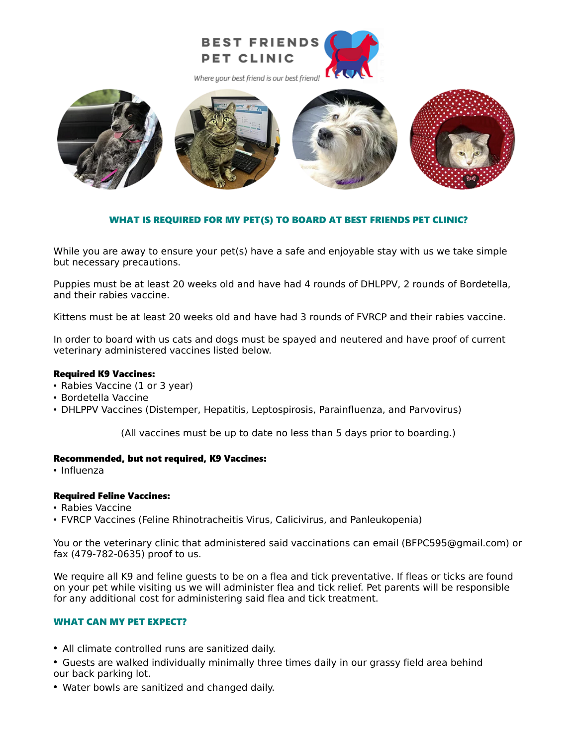BEST FRIENDS
PET CLINIC

*Where your best friend is our best friend!*

## WHAT IS REQUIRED FOR MY PET(S) TO BOARD AT BEST FRIENDS PET CLINIC?

While you are away to ensure your pet(s) have a safe and enjoyable stay with us we take simple but necessary precautions.

Puppies must be at least 20 weeks old and have had 4 rounds of DHLPPV, 2 rounds of Bordetella, and their rabies vaccine.

Kittens must be at least 20 weeks old and have had 3 rounds of FVRCP and their rabies vaccine.

In order to board with us cats and dogs must be spayed and neutered and have proof of current veterinary administered vaccines listed below.

**Required K9 Vaccines:**
- Rabies Vaccine (1 or 3 year)
- Bordetella Vaccine
- DHLPPV Vaccines (Distemper, Hepatitis, Leptospirosis, Parainfluenza, and Parvovirus)

(All vaccines must be up to date no less than 5 days prior to boarding.)

**Recommended, but not required, K9 Vaccines:**
- Influenza

**Required Feline Vaccines:**
- Rabies Vaccine
- FVRCP Vaccines (Feline Rhinotracheitis Virus, Calicivirus, and Panleukopenia)

You or the veterinary clinic that administered said vaccinations can email (BFPC595@gmail.com) or fax (479-782-0635) proof to us.

We require all K9 and feline guests to be on a flea and tick preventative. If fleas or ticks are found on your pet while visiting us we will administer flea and tick relief. Pet parents will be responsible for any additional cost for administering said flea and tick treatment.

## WHAT CAN MY PET EXPECT?

- All climate controlled runs are sanitized daily.
- Guests are walked individually minimally three times daily in our grassy field area behind our back parking lot.
- Water bowls are sanitized and changed daily.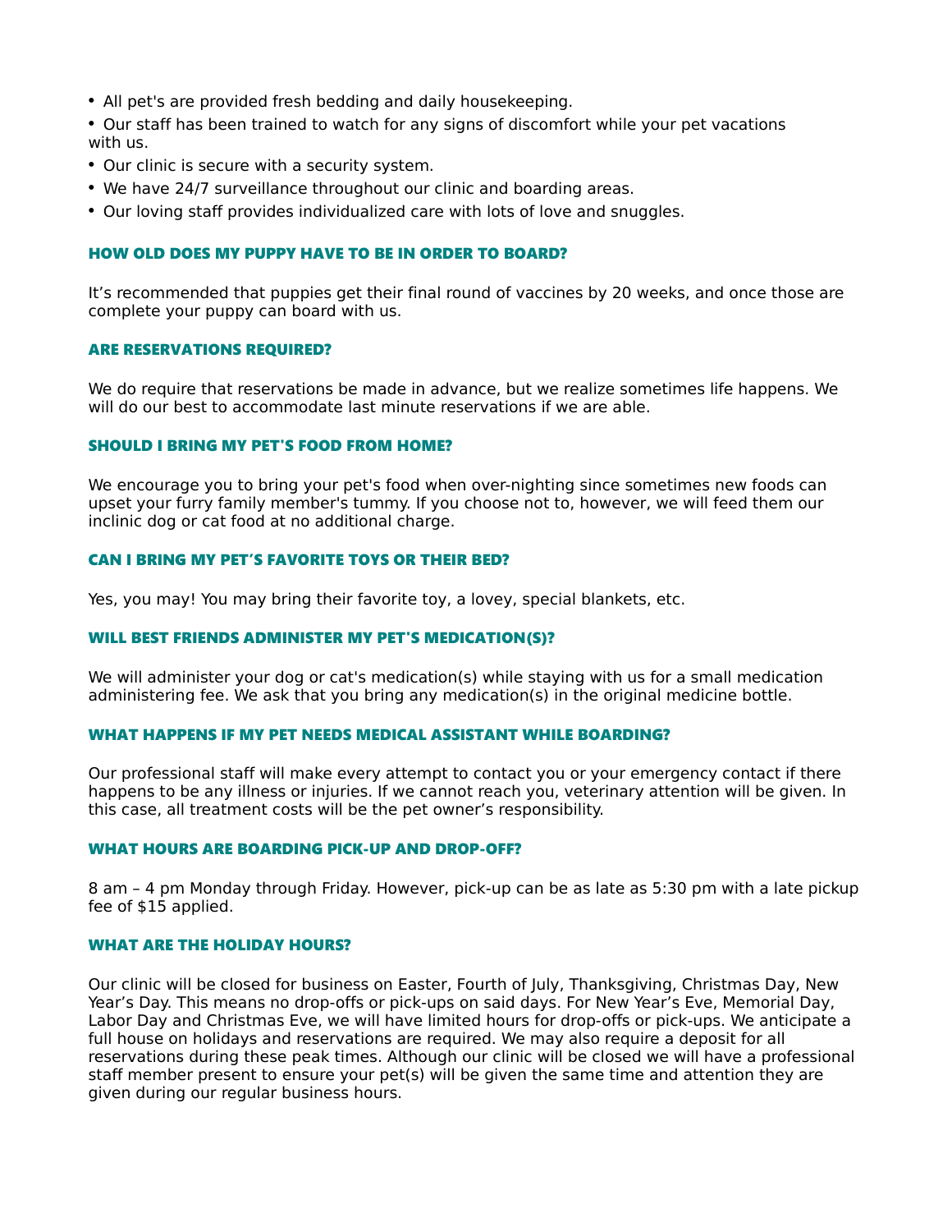- All pet's are provided fresh bedding and daily housekeeping.
- Our staff has been trained to watch for any signs of discomfort while your pet vacations with us.
- Our clinic is secure with a security system.
- We have 24/7 surveillance throughout our clinic and boarding areas.
- Our loving staff provides individualized care with lots of love and snuggles.

### HOW OLD DOES MY PUPPY HAVE TO BE IN ORDER TO BOARD?

It's recommended that puppies get their final round of vaccines by 20 weeks, and once those are complete your puppy can board with us.

### ARE RESERVATIONS REQUIRED?

We do require that reservations be made in advance, but we realize sometimes life happens. We will do our best to accommodate last minute reservations if we are able.

### SHOULD I BRING MY PET'S FOOD FROM HOME?

We encourage you to bring your pet's food when over-nighting since sometimes new foods can upset your furry family member's tummy. If you choose not to, however, we will feed them our inclinic dog or cat food at no additional charge.

### CAN I BRING MY PET'S FAVORITE TOYS OR THEIR BED?

Yes, you may! You may bring their favorite toy, a lovey, special blankets, etc.

### WILL BEST FRIENDS ADMINISTER MY PET'S MEDICATION(S)?

We will administer your dog or cat's medication(s) while staying with us for a small medication administering fee. We ask that you bring any medication(s) in the original medicine bottle.

### WHAT HAPPENS IF MY PET NEEDS MEDICAL ASSISTANT WHILE BOARDING?

Our professional staff will make every attempt to contact you or your emergency contact if there happens to be any illness or injuries. If we cannot reach you, veterinary attention will be given. In this case, all treatment costs will be the pet owner's responsibility.

### WHAT HOURS ARE BOARDING PICK-UP AND DROP-OFF?

8 am – 4 pm Monday through Friday. However, pick-up can be as late as 5:30 pm with a late pickup fee of $15 applied.

### WHAT ARE THE HOLIDAY HOURS?

Our clinic will be closed for business on Easter, Fourth of July, Thanksgiving, Christmas Day, New Year's Day. This means no drop-offs or pick-ups on said days. For New Year's Eve, Memorial Day, Labor Day and Christmas Eve, we will have limited hours for drop-offs or pick-ups. We anticipate a full house on holidays and reservations are required. We may also require a deposit for all reservations during these peak times. Although our clinic will be closed we will have a professional staff member present to ensure your pet(s) will be given the same time and attention they are given during our regular business hours.